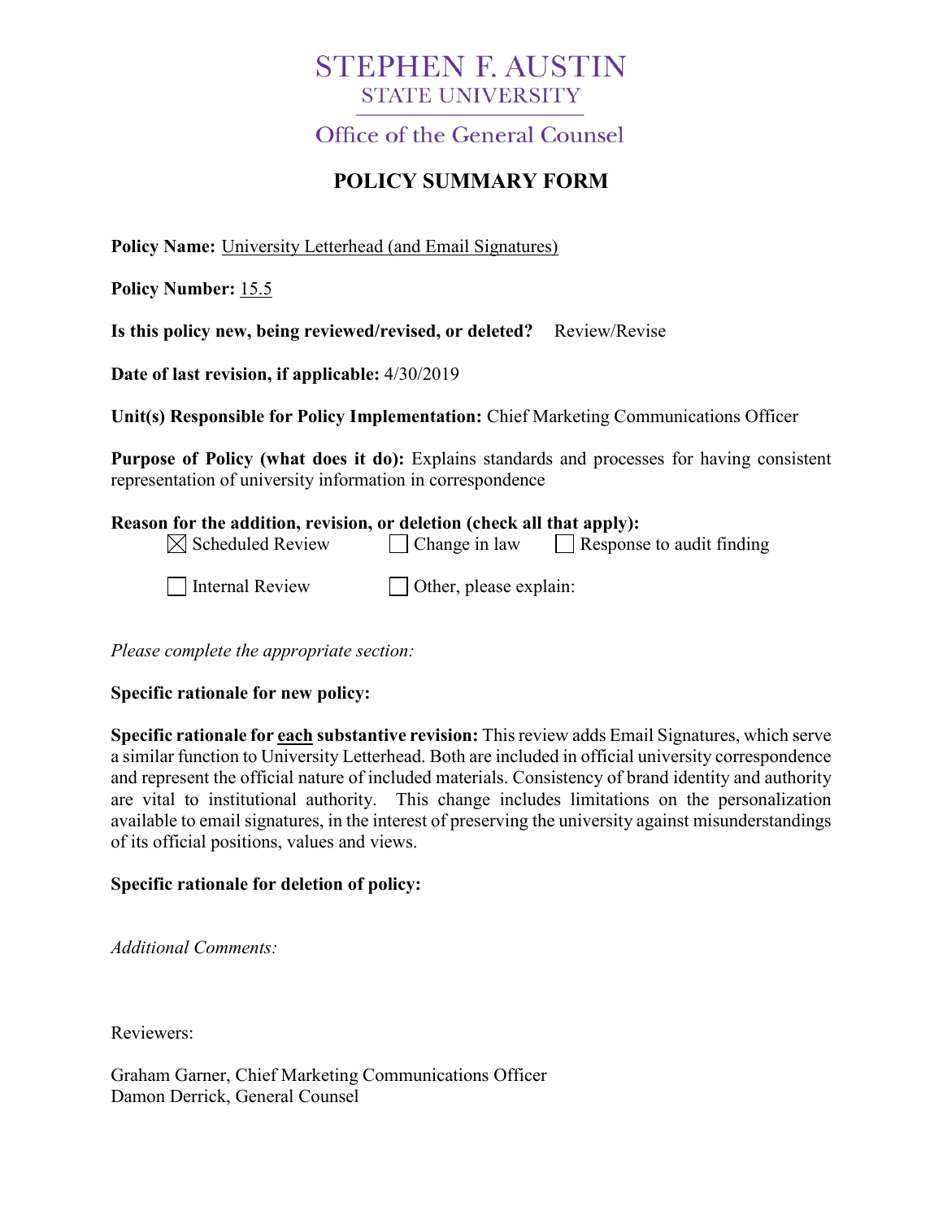# STEPHEN F. AUSTIN
## STATE UNIVERSITY

### Office of the General Counsel

## POLICY SUMMARY FORM

**Policy Name:** University Letterhead (and Email Signatures)

**Policy Number:** 15.5

**Is this policy new, being reviewed/revised, or deleted?** Review/Revise

**Date of last revision, if applicable:** 4/30/2019

**Unit(s) Responsible for Policy Implementation:** Chief Marketing Communications Officer

**Purpose of Policy (what does it do):** Explains standards and processes for having consistent representation of university information in correspondence

**Reason for the addition, revision, or deletion (check all that apply):**

- ☒ Scheduled Review
- ☐ Change in law
- ☐ Response to audit finding
- ☐ Internal Review
- ☐ Other, please explain:

*Please complete the appropriate section:*

**Specific rationale for new policy:**

**Specific rationale for each substantive revision:** This review adds Email Signatures, which serve a similar function to University Letterhead. Both are included in official university correspondence and represent the official nature of included materials. Consistency of brand identity and authority are vital to institutional authority. This change includes limitations on the personalization available to email signatures, in the interest of preserving the university against misunderstandings of its official positions, values and views.

**Specific rationale for deletion of policy:**

*Additional Comments:*

Reviewers:

Graham Garner, Chief Marketing Communications Officer
Damon Derrick, General Counsel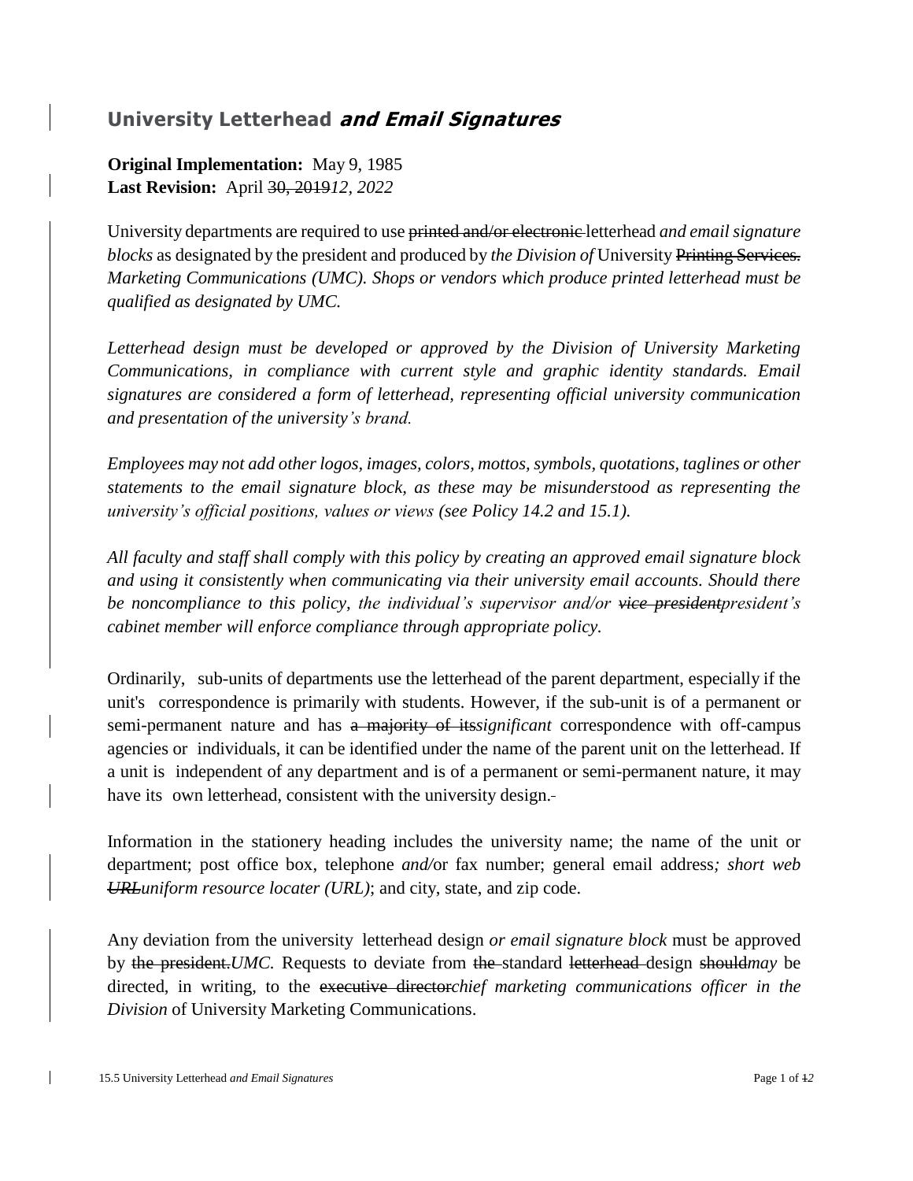## University Letterhead ***and Email Signatures***

**Original Implementation:** May 9, 1985
**Last Revision:** April ~~30, 2019~~*12, 2022*

University departments are required to use ~~printed and/or electronic~~ letterhead *and email signature blocks* as designated by the president and produced by *the Division of* University ~~Printing Services.~~ *Marketing Communications (UMC). Shops or vendors which produce printed letterhead must be qualified as designated by UMC.*

*Letterhead design must be developed or approved by the Division of University Marketing Communications, in compliance with current style and graphic identity standards. Email signatures are considered a form of letterhead, representing official university communication and presentation of the university's brand.*

*Employees may not add other logos, images, colors, mottos, symbols, quotations, taglines or other statements to the email signature block, as these may be misunderstood as representing the university's official positions, values or views (see Policy 14.2 and 15.1).*

*All faculty and staff shall comply with this policy by creating an approved email signature block and using it consistently when communicating via their university email accounts. Should there be noncompliance to this policy, the individual's supervisor and/or ~~vice president~~president's cabinet member will enforce compliance through appropriate policy.*

Ordinarily, sub-units of departments use the letterhead of the parent department, especially if the unit's correspondence is primarily with students. However, if the sub-unit is of a permanent or semi-permanent nature and has ~~a majority of its~~*significant* correspondence with off-campus agencies or individuals, it can be identified under the name of the parent unit on the letterhead. If a unit is independent of any department and is of a permanent or semi-permanent nature, it may have its own letterhead, consistent with the university design.

Information in the stationery heading includes the university name; the name of the unit or department; post office box, telephone *and/*or fax number; general email address*; short web ~~URL~~uniform resource locater (URL)*; and city, state, and zip code.

Any deviation from the university letterhead design *or email signature block* must be approved by ~~the president.~~*UMC.* Requests to deviate from ~~the~~ standard ~~letterhead~~ design ~~should~~*may* be directed, in writing, to the ~~executive director~~*chief marketing communications officer in the Division* of University Marketing Communications.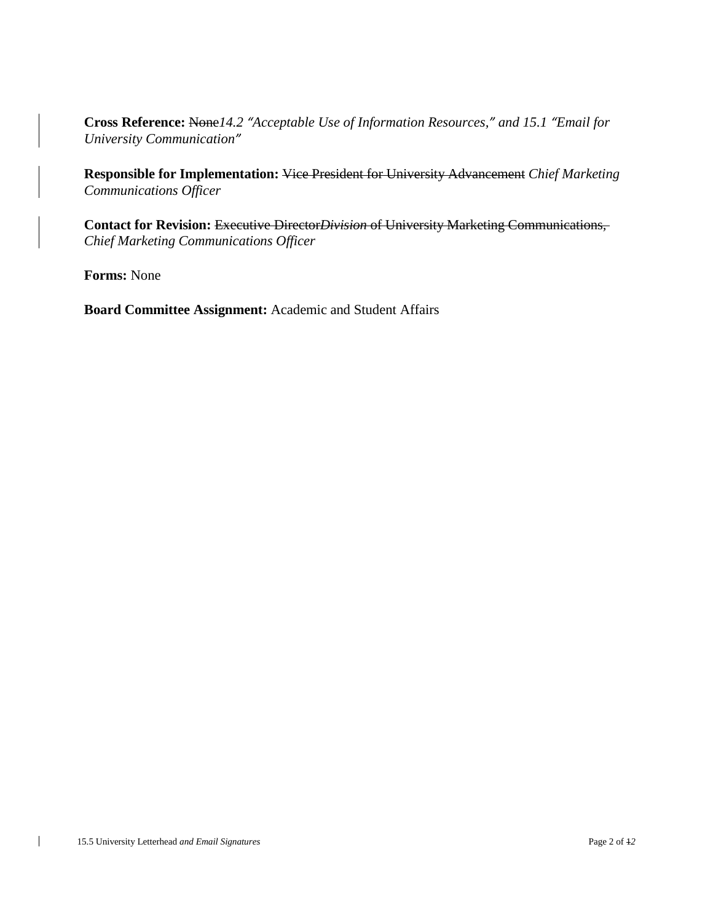**Cross Reference:** ~~None~~*14.2 "Acceptable Use of Information Resources," and 15.1 "Email for University Communication"*

**Responsible for Implementation:** ~~Vice President for University Advancement~~ *Chief Marketing Communications Officer*

**Contact for Revision:** ~~Executive Director~~*Division* ~~of University Marketing Communications,~~ *Chief Marketing Communications Officer*

**Forms:** None

**Board Committee Assignment:** Academic and Student Affairs